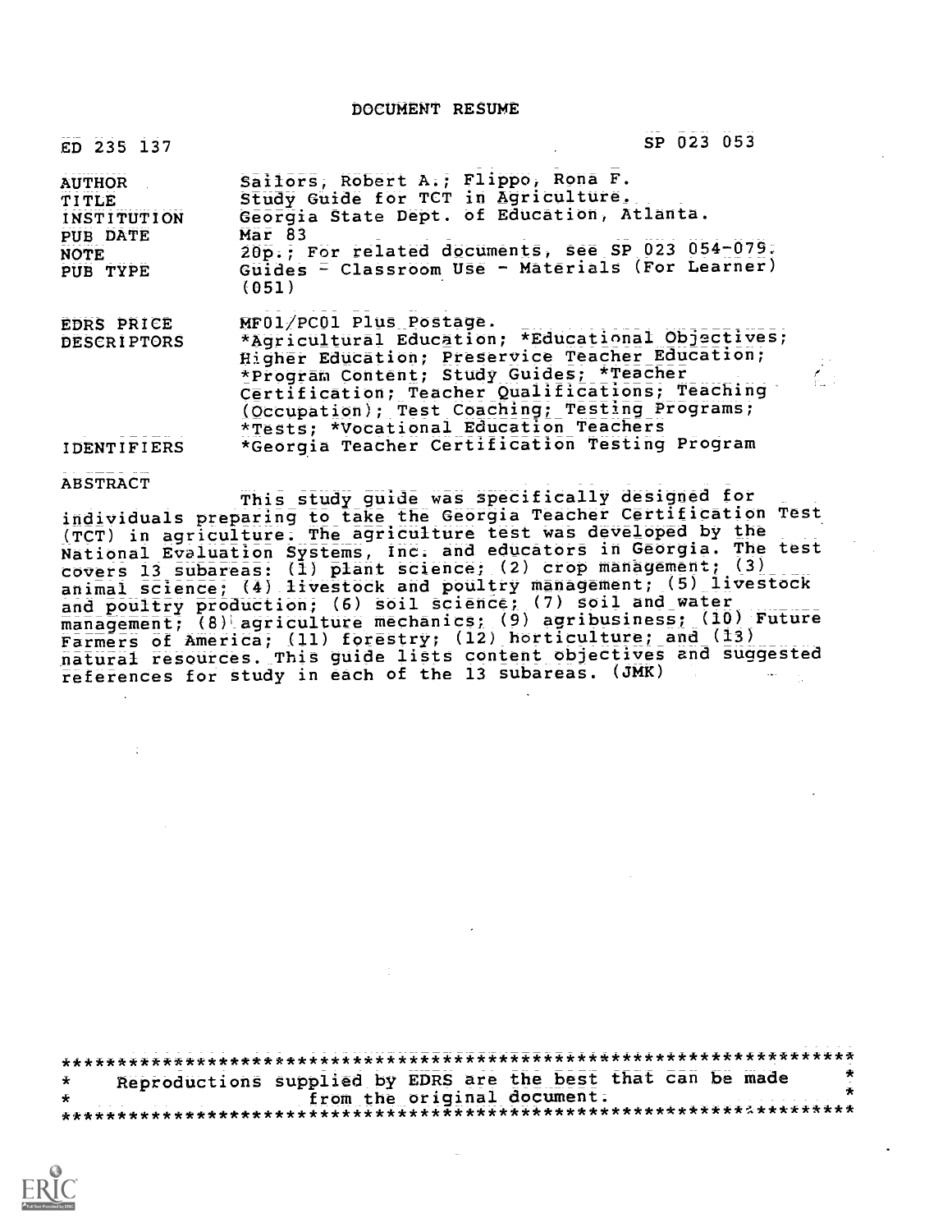# DOCUMENT RESUME

| | |
|---|---|
| ED 235 137 | SP 023 053 |
| AUTHOR | Sailors, Robert A.; Flippo, Rona F. |
| TITLE | Study Guide for TCT in Agriculture. |
| INSTITUTION | Georgia State Dept. of Education, Atlanta. |
| PUB DATE | Mar 83 |
| NOTE | 20p.; For related documents, see SP 023 054-079. |
| PUB TYPE | Guides - Classroom Use - Materials (For Learner) (051) |
| EDRS PRICE | MF01/PC01 Plus Postage. |
| DESCRIPTORS | *Agricultural Education; *Educational Objectives; Higher Education; Preservice Teacher Education; *Program Content; Study Guides; *Teacher Certification; Teacher Qualifications; Teaching (Occupation); Test Coaching; Testing Programs; *Tests; *Vocational Education Teachers |
| IDENTIFIERS | *Georgia Teacher Certification Testing Program |

ABSTRACT

This study guide was specifically designed for individuals preparing to take the Georgia Teacher Certification Test (TCT) in agriculture. The agriculture test was developed by the National Evaluation Systems, Inc. and educators in Georgia. The test covers 13 subareas: (1) plant science; (2) crop management; (3) animal science; (4) livestock and poultry management; (5) livestock and poultry production; (6) soil science; (7) soil and water management; (8) agriculture mechanics; (9) agribusiness; (10) Future Farmers of America; (11) forestry; (12) horticulture; and (13) natural resources. This guide lists content objectives and suggested references for study in each of the 13 subareas. (JMK)

***********************************************************************
* Reproductions supplied by EDRS are the best that can be made *
* from the original document. *
***********************************************************************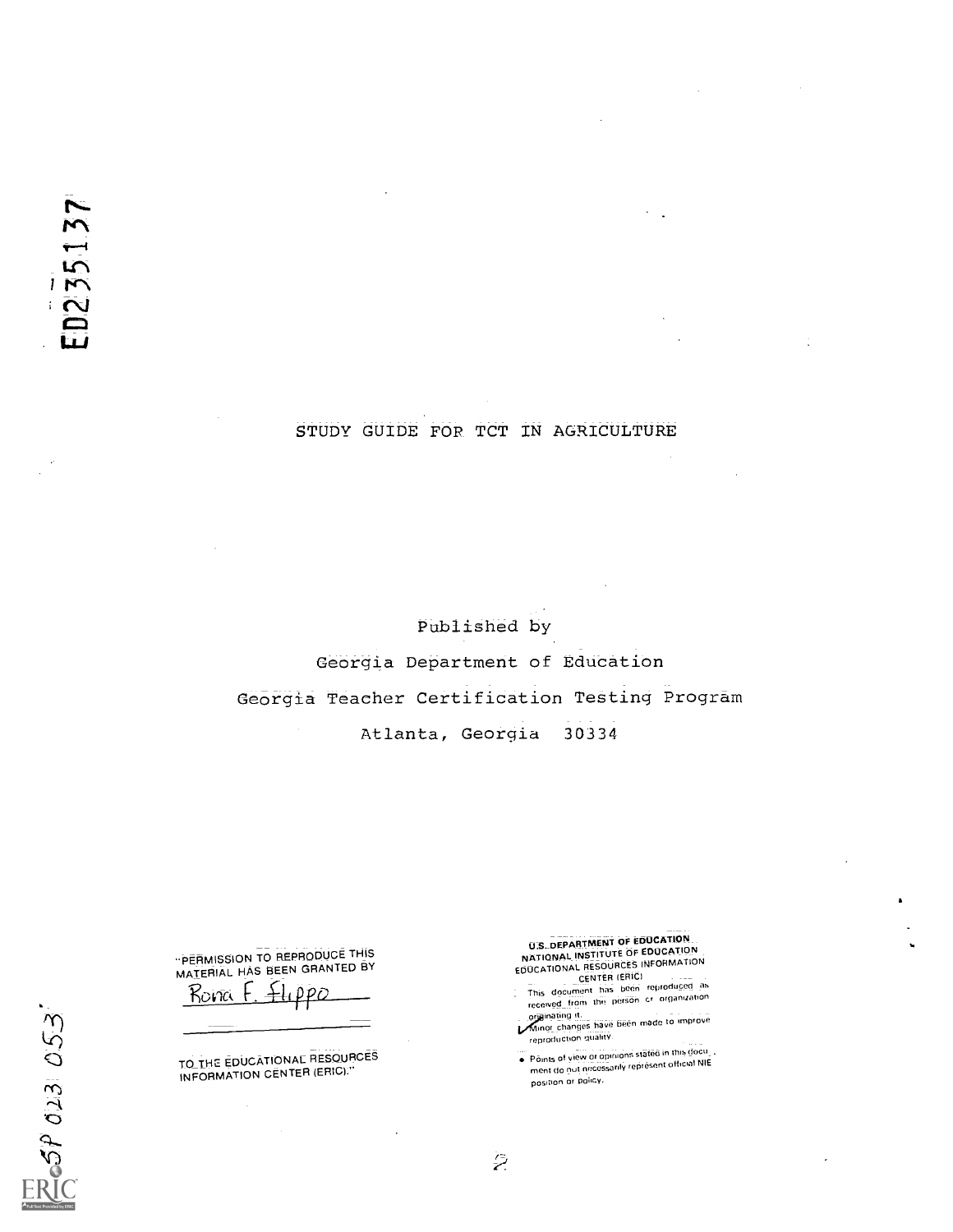ED235137

# STUDY GUIDE FOR TCT IN AGRICULTURE

Published by

Georgia Department of Education

Georgia Teacher Certification Testing Program

Atlanta, Georgia 30334

"PERMISSION TO REPRODUCE THIS MATERIAL HAS BEEN GRANTED BY

Rona F. Flippo

TO THE EDUCATIONAL RESOURCES INFORMATION CENTER (ERIC)."

U.S. DEPARTMENT OF EDUCATION
NATIONAL INSTITUTE OF EDUCATION
EDUCATIONAL RESOURCES INFORMATION CENTER (ERIC)

This document has been reproduced as received from the person or organization originating it.

Minor changes have been made to improve reproduction quality.

- Points of view or opinions stated in this document do not necessarily represent official NIE position or policy.

SP 023 053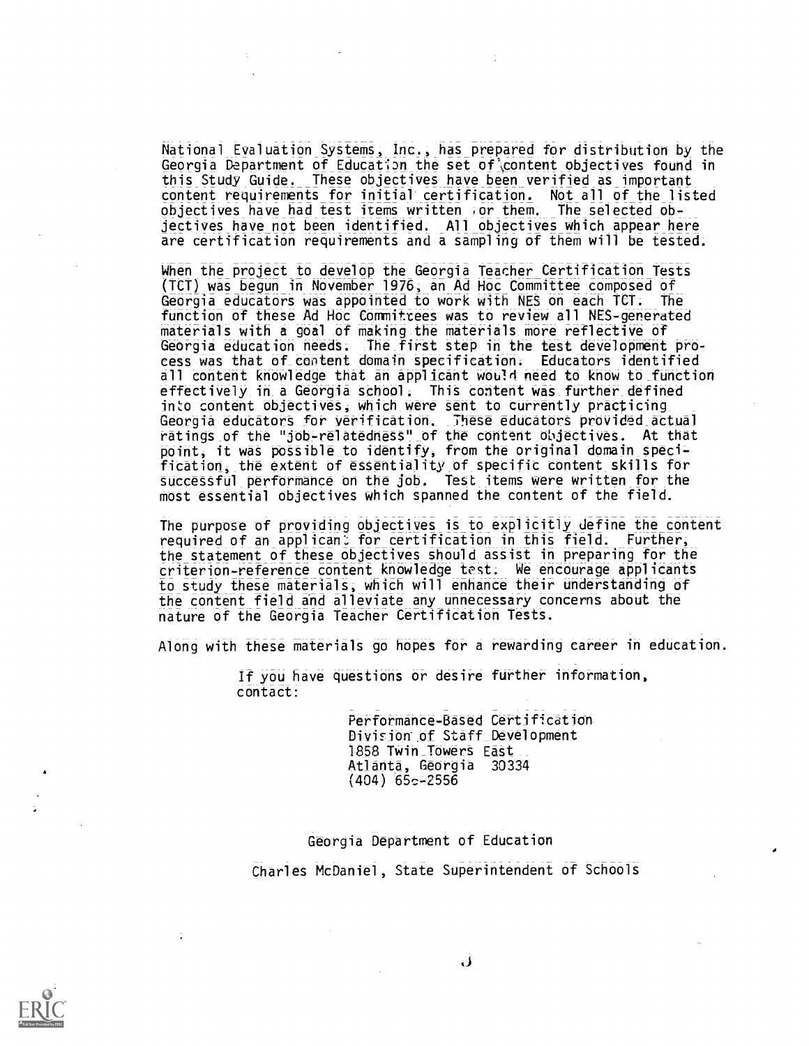National Evaluation Systems, Inc., has prepared for distribution by the Georgia Department of Education the set of content objectives found in this Study Guide. These objectives have been verified as important content requirements for initial certification. Not all of the listed objectives have had test items written for them. The selected objectives have not been identified. All objectives which appear here are certification requirements and a sampling of them will be tested.

When the project to develop the Georgia Teacher Certification Tests (TCT) was begun in November 1976, an Ad Hoc Committee composed of Georgia educators was appointed to work with NES on each TCT. The function of these Ad Hoc Committees was to review all NES-generated materials with a goal of making the materials more reflective of Georgia education needs. The first step in the test development process was that of content domain specification. Educators identified all content knowledge that an applicant would need to know to function effectively in a Georgia school. This content was further defined into content objectives, which were sent to currently practicing Georgia educators for verification. These educators provided actual ratings of the "job-relatedness" of the content objectives. At that point, it was possible to identify, from the original domain specification, the extent of essentiality of specific content skills for successful performance on the job. Test items were written for the most essential objectives which spanned the content of the field.

The purpose of providing objectives is to explicitly define the content required of an applicant for certification in this field. Further, the statement of these objectives should assist in preparing for the criterion-reference content knowledge test. We encourage applicants to study these materials, which will enhance their understanding of the content field and alleviate any unnecessary concerns about the nature of the Georgia Teacher Certification Tests.

Along with these materials go hopes for a rewarding career in education.

If you have questions or desire further information, contact:

Performance-Based Certification
Division of Staff Development
1858 Twin Towers East
Atlanta, Georgia 30334
(404) 656-2556

Georgia Department of Education

Charles McDaniel, State Superintendent of Schools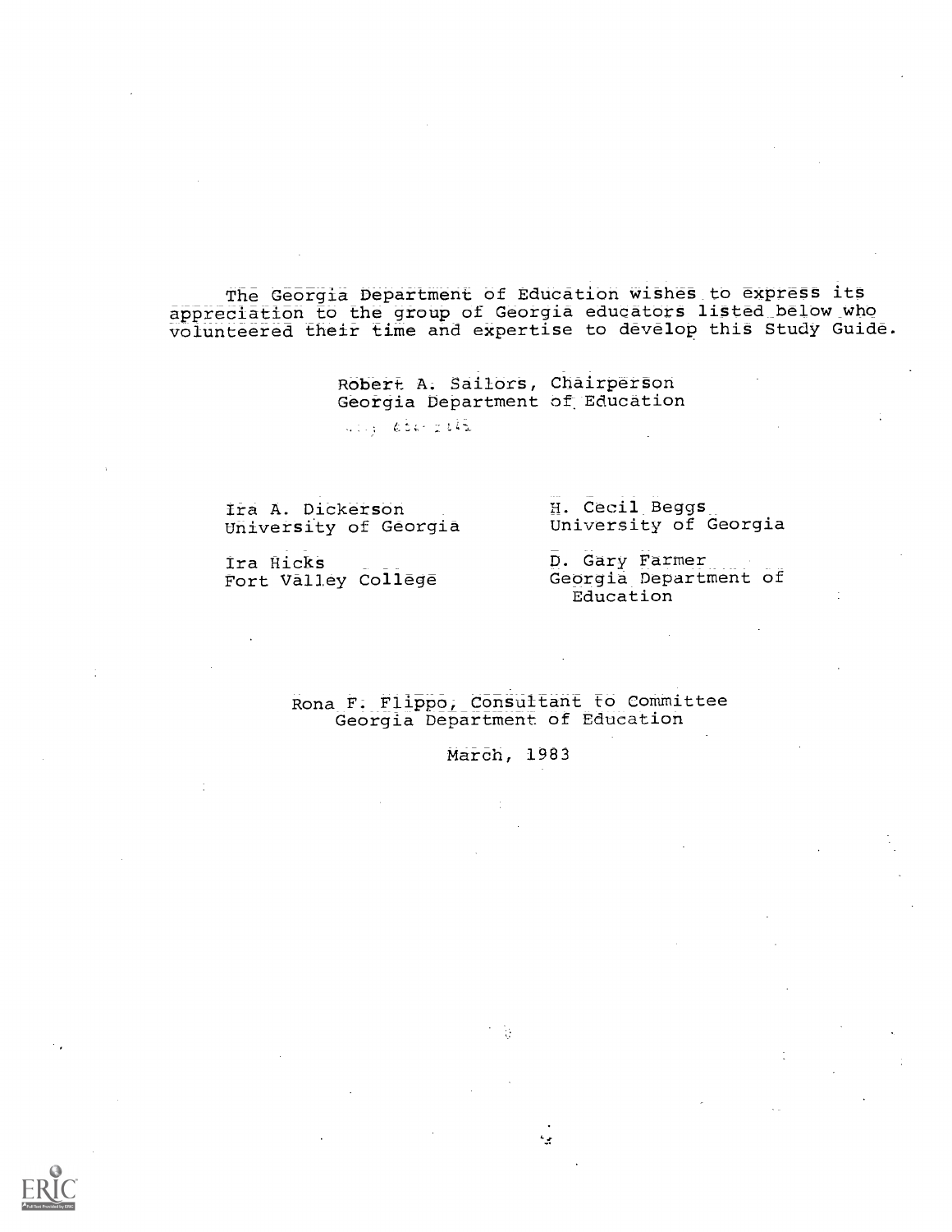The Georgia Department of Education wishes to express its appreciation to the group of Georgia educators listed below who volunteered their time and expertise to develop this Study Guide.

Robert A. Sailors, Chairperson
Georgia Department of Education

Ira A. Dickerson
University of Georgia

H. Cecil Beggs
University of Georgia

Ira Hicks
Fort Valley College

D. Gary Farmer
Georgia Department of Education

Rona F. Flippo, Consultant to Committee
Georgia Department of Education

March, 1983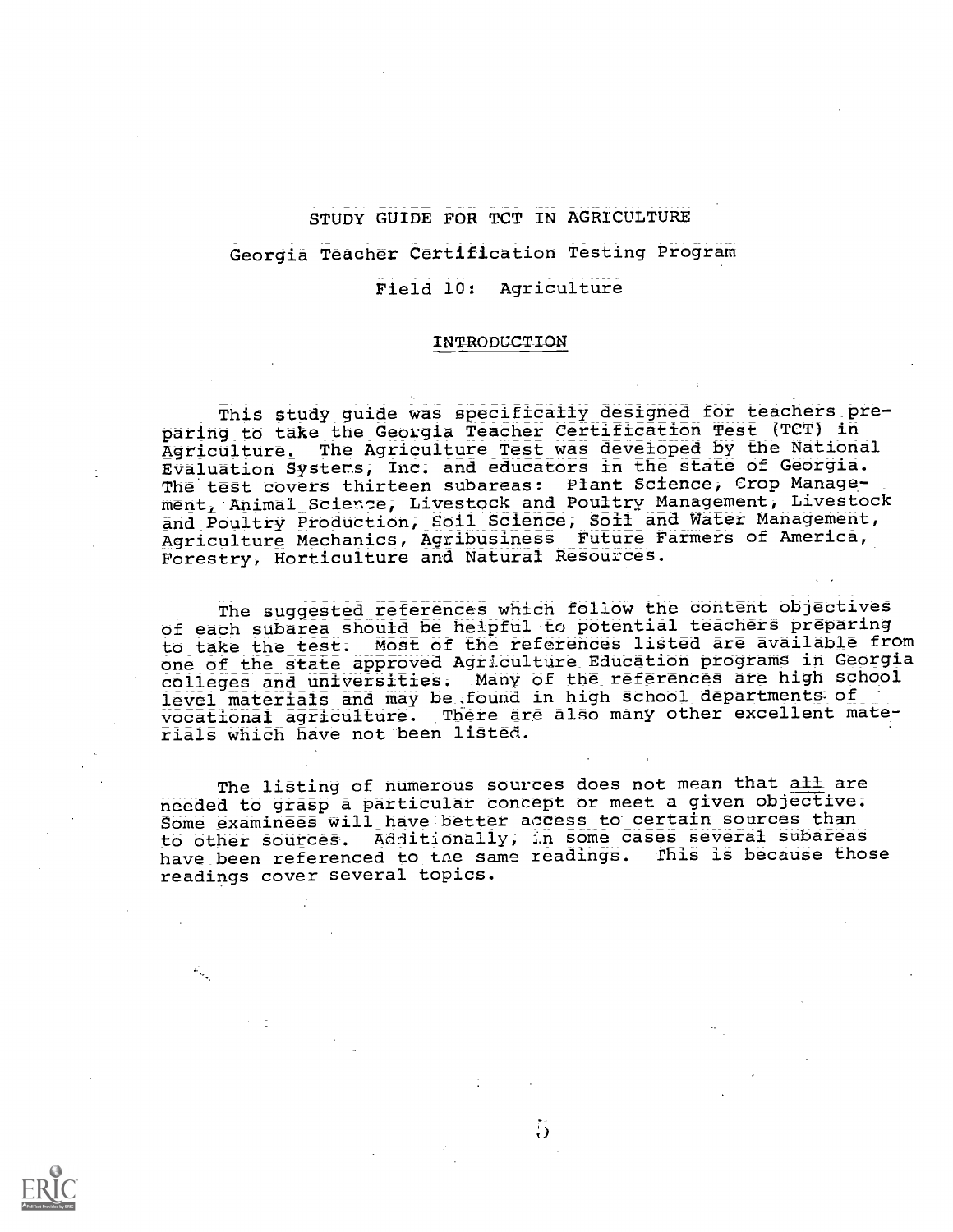# STUDY GUIDE FOR TCT IN AGRICULTURE

## Georgia Teacher Certification Testing Program

### Field 10: Agriculture

#### INTRODUCTION

This study guide was specifically designed for teachers preparing to take the Georgia Teacher Certification Test (TCT) in Agriculture. The Agriculture Test was developed by the National Evaluation Systems, Inc. and educators in the state of Georgia. The test covers thirteen subareas: Plant Science, Crop Management, Animal Science, Livestock and Poultry Management, Livestock and Poultry Production, Soil Science, Soil and Water Management, Agriculture Mechanics, Agribusiness Future Farmers of America, Forestry, Horticulture and Natural Resources.

The suggested references which follow the content objectives of each subarea should be helpful to potential teachers preparing to take the test. Most of the references listed are available from one of the state approved Agriculture Education programs in Georgia colleges and universities. Many of the references are high school level materials and may be found in high school departments of vocational agriculture. There are also many other excellent materials which have not been listed.

The listing of numerous sources does not mean that all are needed to grasp a particular concept or meet a given objective. Some examinees will have better access to certain sources than to other sources. Additionally, in some cases several subareas have been referenced to the same readings. This is because those readings cover several topics.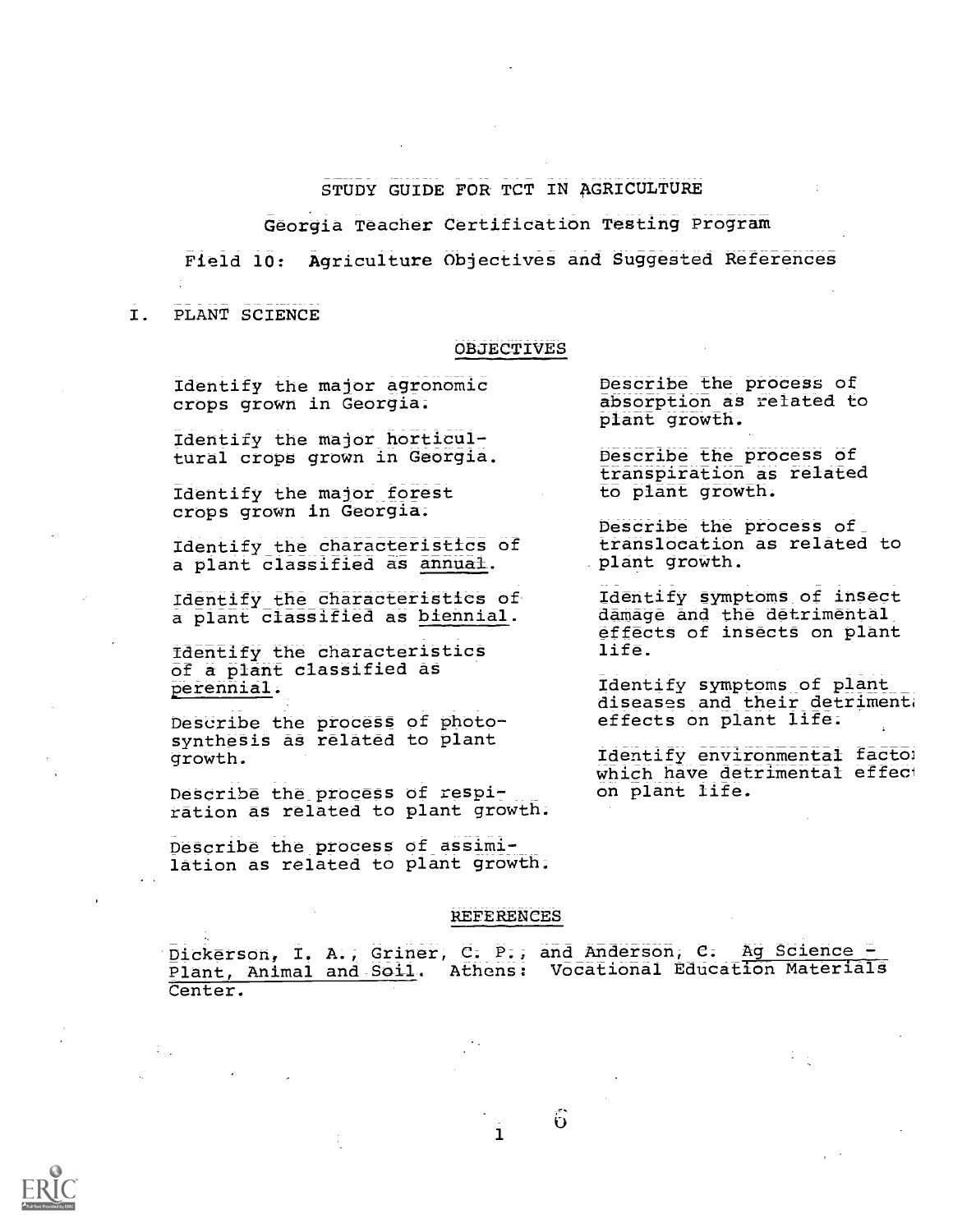# STUDY GUIDE FOR TCT IN AGRICULTURE

## Georgia Teacher Certification Testing Program

## Field 10: Agriculture Objectives and Suggested References

### I. PLANT SCIENCE

#### OBJECTIVES

Identify the major agronomic crops grown in Georgia.

Identify the major horticultural crops grown in Georgia.

Identify the major forest crops grown in Georgia.

Identify the characteristics of a plant classified as annual.

Identify the characteristics of a plant classified as biennial.

Identify the characteristics of a plant classified as perennial.

Describe the process of photosynthesis as related to plant growth.

Describe the process of respiration as related to plant growth.

Describe the process of assimilation as related to plant growth.

Describe the process of absorption as related to plant growth.

Describe the process of transpiration as related to plant growth.

Describe the process of translocation as related to plant growth.

Identify symptoms of insect damage and the detrimental effects of insects on plant life.

Identify symptoms of plant diseases and their detrimental effects on plant life.

Identify environmental factors which have detrimental effects on plant life.

#### REFERENCES

Dickerson, I. A., Griner, C. P., and Anderson, C. Ag Science - Plant, Animal and Soil. Athens: Vocational Education Materials Center.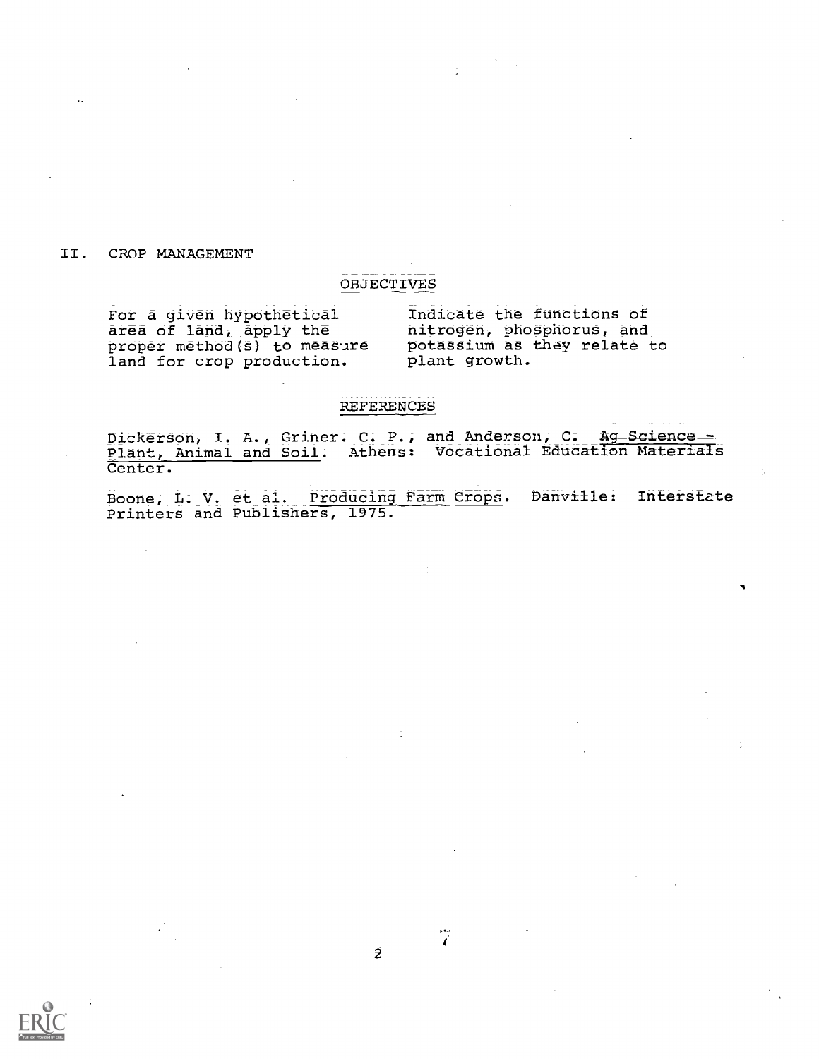## II. CROP MANAGEMENT

### OBJECTIVES

For a given hypothetical area of land, apply the proper method(s) to measure land for crop production.

Indicate the functions of nitrogen, phosphorus, and potassium as they relate to plant growth.

### REFERENCES

Dickerson, I. A., Griner. C. P., and Anderson, C. Ag Science - Plant, Animal and Soil. Athens: Vocational Education Materials Center.

Boone, L. V. et al. Producing Farm Crops. Danville: Interstate Printers and Publishers, 1975.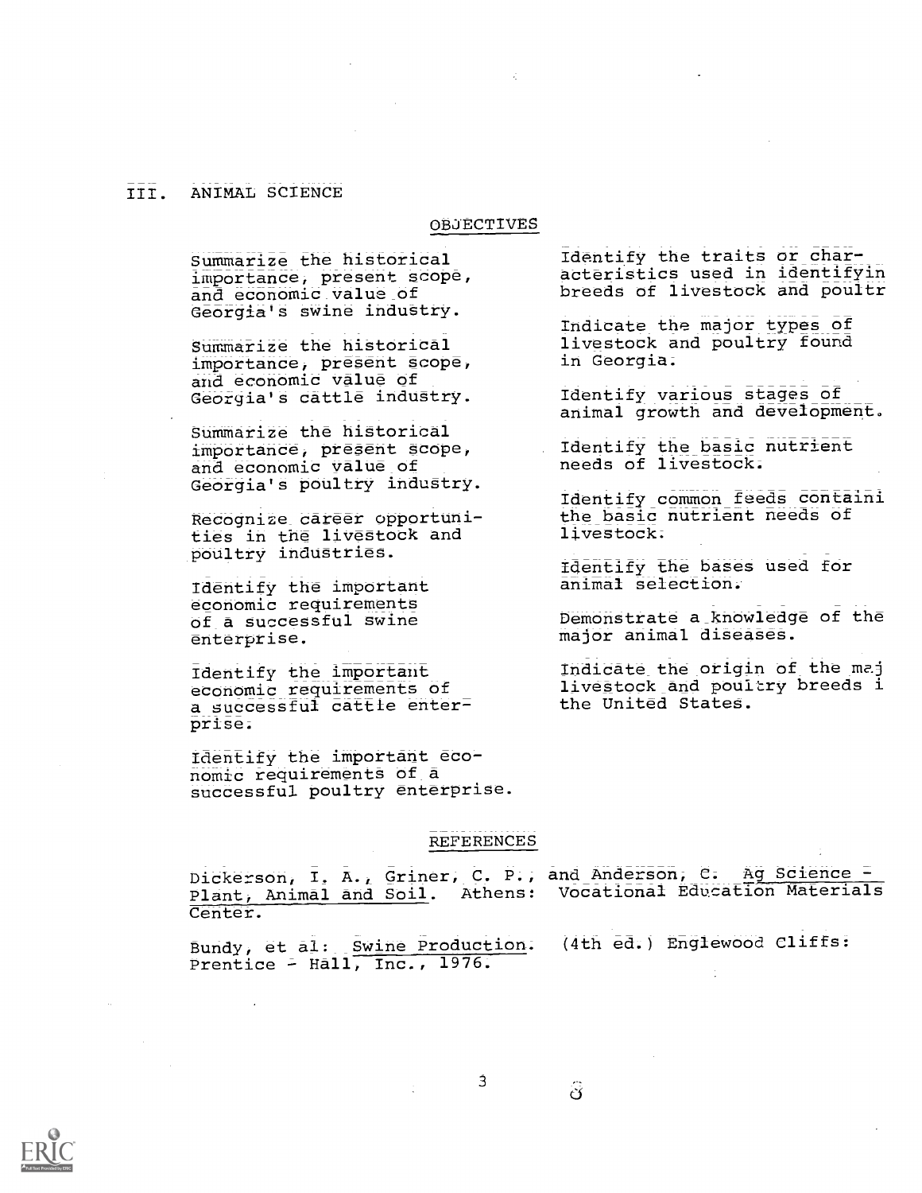## III. ANIMAL SCIENCE

### OBJECTIVES

Summarize the historical importance, present scope, and economic value of Georgia's swine industry.

Summarize the historical importance, present scope, and economic value of Georgia's cattle industry.

Summarize the historical importance, present scope, and economic value of Georgia's poultry industry.

Recognize career opportunities in the livestock and poultry industries.

Identify the important economic requirements of a successful swine enterprise.

Identify the important economic requirements of a successful cattle enterprise.

Identify the important economic requirements of a successful poultry enterprise.

Identify the traits or characteristics used in identifyin breeds of livestock and poultr

Indicate the major types of livestock and poultry found in Georgia.

Identify various stages of animal growth and development.

Identify the basic nutrient needs of livestock.

Identify common feeds containi the basic nutrient needs of livestock.

Identify the bases used for animal selection.

Demonstrate a knowledge of the major animal diseases.

Indicate the origin of the maj livestock and poultry breeds i the United States.

### REFERENCES

Dickerson, I. A., Griner, C. P., and Anderson, C. Ag Science - Plant, Animal and Soil. Athens: Vocational Education Materials Center.

Bundy, et al: Swine Production. (4th ed.) Englewood Cliffs: Prentice - Hall, Inc., 1976.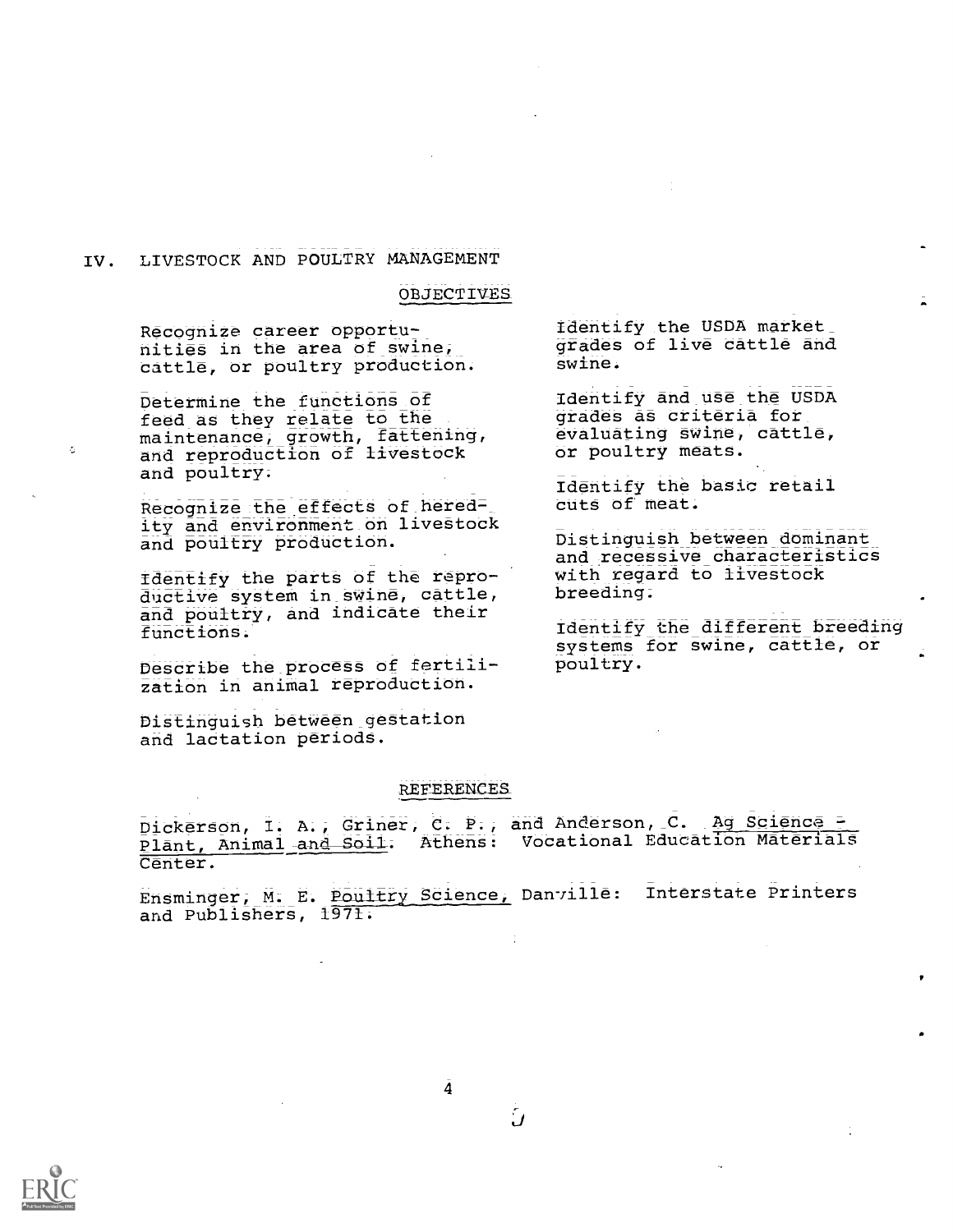## IV. LIVESTOCK AND POULTRY MANAGEMENT

### OBJECTIVES

Recognize career opportunities in the area of swine, cattle, or poultry production.

Determine the functions of feed as they relate to the maintenance, growth, fattening, and reproduction of livestock and poultry.

Recognize the effects of heredity and environment on livestock and poultry production.

Identify the parts of the reproductive system in swine, cattle, and poultry, and indicate their functions.

Describe the process of fertilization in animal reproduction.

Distinguish between gestation and lactation periods.

Identify the USDA market grades of live cattle and swine.

Identify and use the USDA grades as criteria for evaluating swine, cattle, or poultry meats.

Identify the basic retail cuts of meat.

Distinguish between dominant and recessive characteristics with regard to livestock breeding.

Identify the different breeding systems for swine, cattle, or poultry.

### REFERENCES

Dickerson, I. A., Griner, C. P., and Anderson, C. Ag Science - Plant, Animal and Soil. Athens: Vocational Education Materials Center.

Ensminger, M. E. Poultry Science, Danville: Interstate Printers and Publishers, 1971.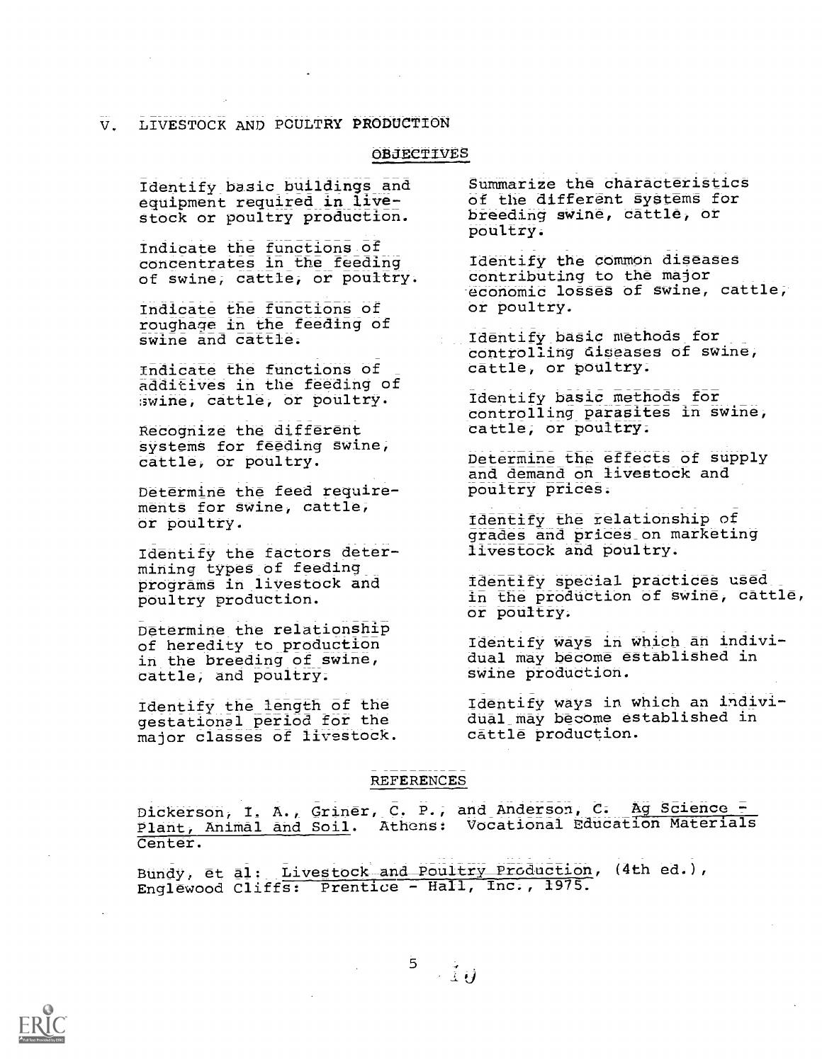## V. LIVESTOCK AND POULTRY PRODUCTION

### OBJECTIVES

Identify basic buildings and equipment required in livestock or poultry production.

Indicate the functions of concentrates in the feeding of swine, cattle, or poultry.

Indicate the functions of roughage in the feeding of swine and cattle.

Indicate the functions of additives in the feeding of swine, cattle, or poultry.

Recognize the different systems for feeding swine, cattle, or poultry.

Determine the feed requirements for swine, cattle, or poultry.

Identify the factors determining types of feeding programs in livestock and poultry production.

Determine the relationship of heredity to production in the breeding of swine, cattle, and poultry.

Identify the length of the gestational period for the major classes of livestock.

Summarize the characteristics of the different systems for breeding swine, cattle, or poultry.

Identify the common diseases contributing to the major economic losses of swine, cattle, or poultry.

Identify basic methods for controlling diseases of swine, cattle, or poultry.

Identify basic methods for controlling parasites in swine, cattle, or poultry.

Determine the effects of supply and demand on livestock and poultry prices.

Identify the relationship of grades and prices on marketing livestock and poultry.

Identify special practices used in the production of swine, cattle, or poultry.

Identify ways in which an individual may become established in swine production.

Identify ways in which an individual may become established in cattle production.

### REFERENCES

Dickerson, I. A., Griner, C. P., and Anderson, C. Ag Science - Plant, Animal and Soil. Athens: Vocational Education Materials Center.

Bundy, et al: Livestock and Poultry Production, (4th ed.), Englewood Cliffs: Prentice - Hall, Inc., 1975.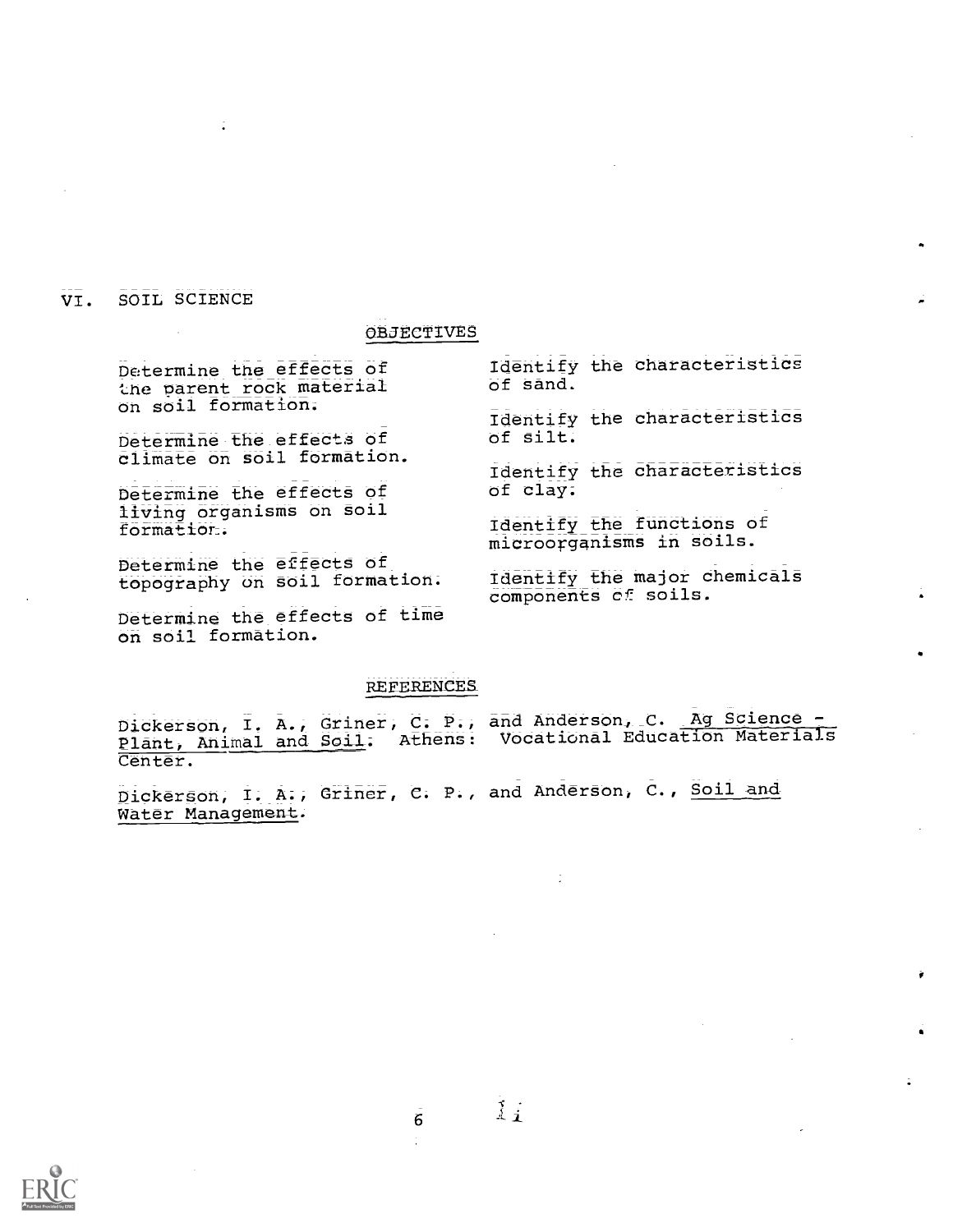## VI. SOIL SCIENCE

### OBJECTIVES

Determine the effects of the parent rock material on soil formation.

Determine the effects of climate on soil formation.

Determine the effects of living organisms on soil formation.

Determine the effects of topography on soil formation.

Determine the effects of time on soil formation.

Identify the characteristics of sand.

Identify the characteristics of silt.

Identify the characteristics of clay.

Identify the functions of microorganisms in soils.

Identify the major chemicals components of soils.

### REFERENCES

Dickerson, I. A., Griner, C. P., and Anderson, C. Ag Science - Plant, Animal and Soil. Athens: Vocational Education Materials Center.

Dickerson, I. A., Griner, C. P., and Anderson, C., Soil and Water Management.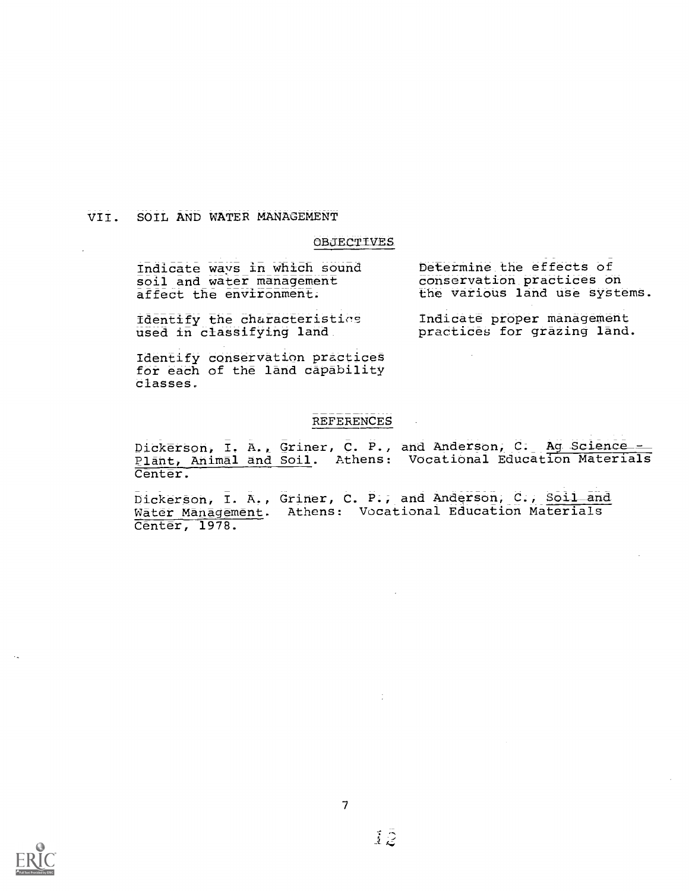## VII. SOIL AND WATER MANAGEMENT

### OBJECTIVES

Indicate ways in which sound soil and water management affect the environment.

Identify the characteristics used in classifying land.

Identify conservation practices for each of the land capability classes.

Determine the effects of conservation practices on the various land use systems.

Indicate proper management practices for grazing land.

### REFERENCES

Dickerson, I. A., Griner, C. P., and Anderson, C. Ag Science - Plant, Animal and Soil. Athens: Vocational Education Materials Center.

Dickerson, I. A., Griner, C. P., and Anderson, C., Soil and Water Management. Athens: Vocational Education Materials Center, 1978.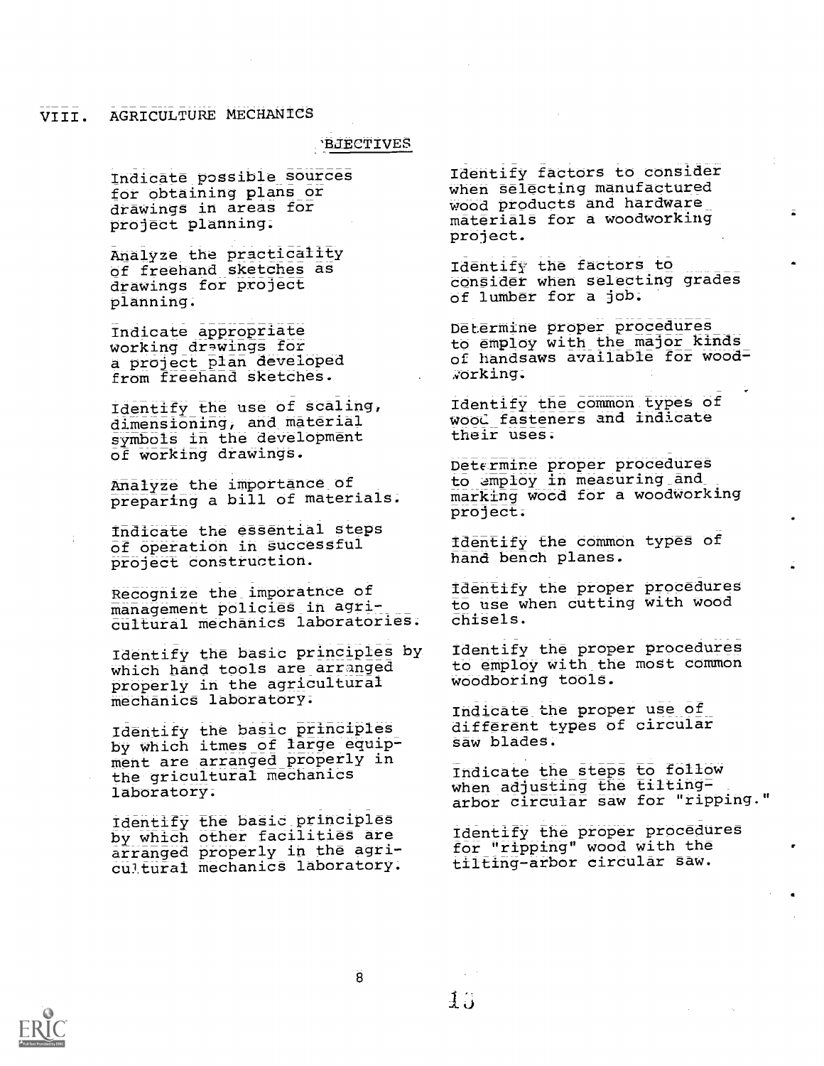## VIII. AGRICULTURE MECHANICS

### 'BJECTIVES

Indicate possible sources for obtaining plans or drawings in areas for project planning.

Analyze the practicality of freehand sketches as drawings for project planning.

Indicate appropriate working drawings for a project plan developed from freehand sketches.

Identify the use of scaling, dimensioning, and material symbols in the development of working drawings.

Analyze the importance of preparing a bill of materials.

Indicate the essential steps of operation in successful project construction.

Recognize the imporatnce of management policies in agricultural mechanics laboratories.

Identify the basic principles by which hand tools are arranged properly in the agricultural mechanics laboratory.

Identify the basic principles by which itmes of large equipment are arranged properly in the gricultural mechanics laboratory.

Identify the basic principles by which other facilities are arranged properly in the agricultural mechanics laboratory.

Identify factors to consider when selecting manufactured wood products and hardware materials for a woodworking project.

Identify the factors to consider when selecting grades of lumber for a job.

Determine proper procedures to employ with the major kinds of handsaws available for woodworking.

Identify the common types of wood fasteners and indicate their uses.

Determine proper procedures to employ in measuring and marking wood for a woodworking project.

Identify the common types of hand bench planes.

Identify the proper procedures to use when cutting with wood chisels.

Identify the proper procedures to employ with the most common woodboring tools.

Indicate the proper use of different types of circular saw blades.

Indicate the steps to follow when adjusting the tilting-arbor circular saw for "ripping."

Identify the proper procedures for "ripping" wood with the tilting-arbor circular saw.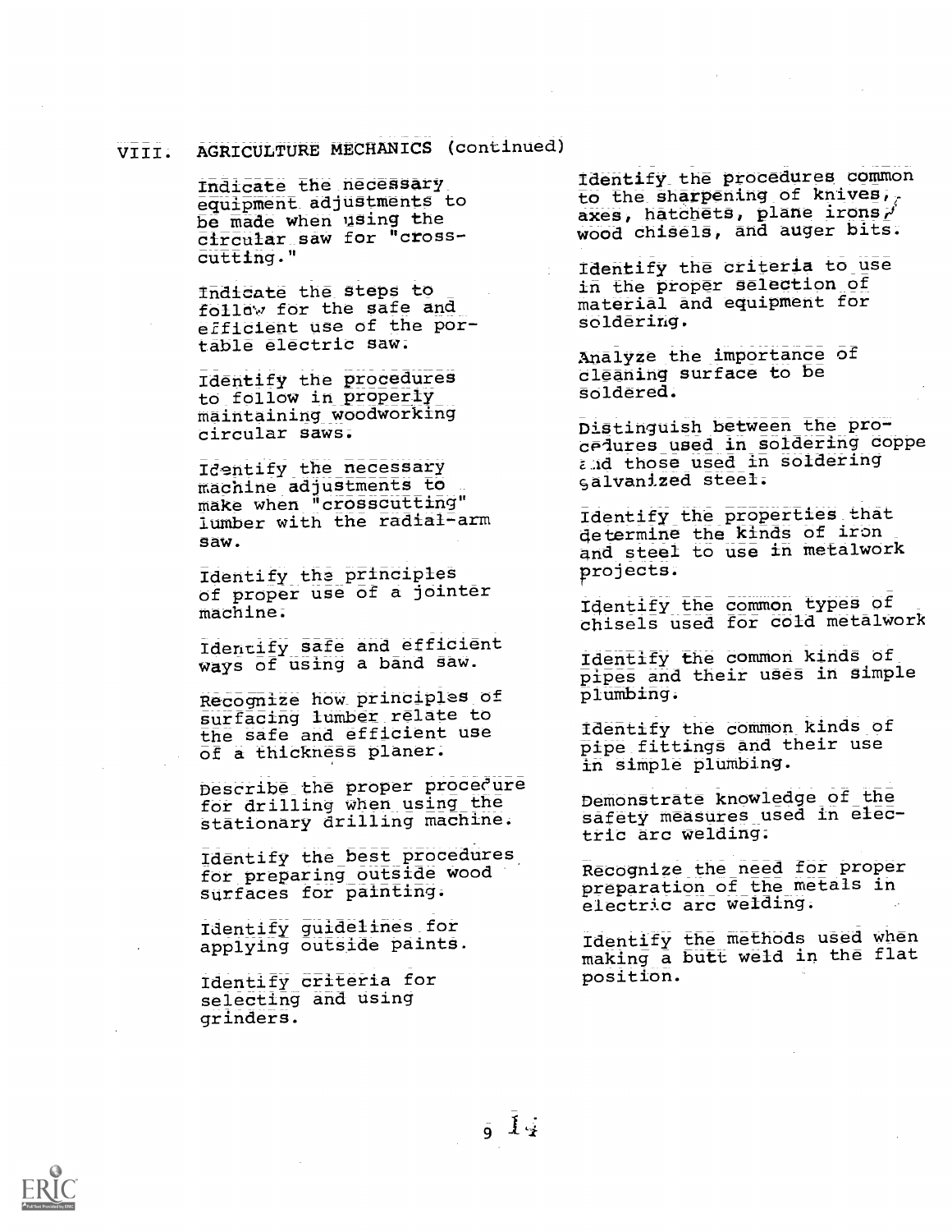## VIII. AGRICULTURE MECHANICS (continued)

Indicate the necessary equipment adjustments to be made when using the circular saw for "crosscutting."

Indicate the steps to follow for the safe and efficient use of the portable electric saw.

Identify the procedures to follow in properly maintaining woodworking circular saws.

Identify the necessary machine adjustments to make when "crosscutting" lumber with the radial-arm saw.

Identify the principles of proper use of a jointer machine.

Identify safe and efficient ways of using a band saw.

Recognize how principles of surfacing lumber relate to the safe and efficient use of a thickness planer.

Describe the proper procedure for drilling when using the stationary drilling machine.

Identify the best procedures for preparing outside wood surfaces for painting.

Identify guidelines for applying outside paints.

Identify criteria for selecting and using grinders.

Identify the procedures common to the sharpening of knives, axes, hatchets, plane irons, wood chisels, and auger bits.

Identify the criteria to use in the proper selection of material and equipment for soldering.

Analyze the importance of cleaning surface to be soldered.

Distinguish between the procedures used in soldering coppe and those used in soldering galvanized steel.

Identify the properties that determine the kinds of iron and steel to use in metalwork projects.

Identify the common types of chisels used for cold metalwork

Identify the common kinds of pipes and their uses in simple plumbing.

Identify the common kinds of pipe fittings and their use in simple plumbing.

Demonstrate knowledge of the safety measures used in electric arc welding.

Recognize the need for proper preparation of the metals in electric arc welding.

Identify the methods used when making a butt weld in the flat position.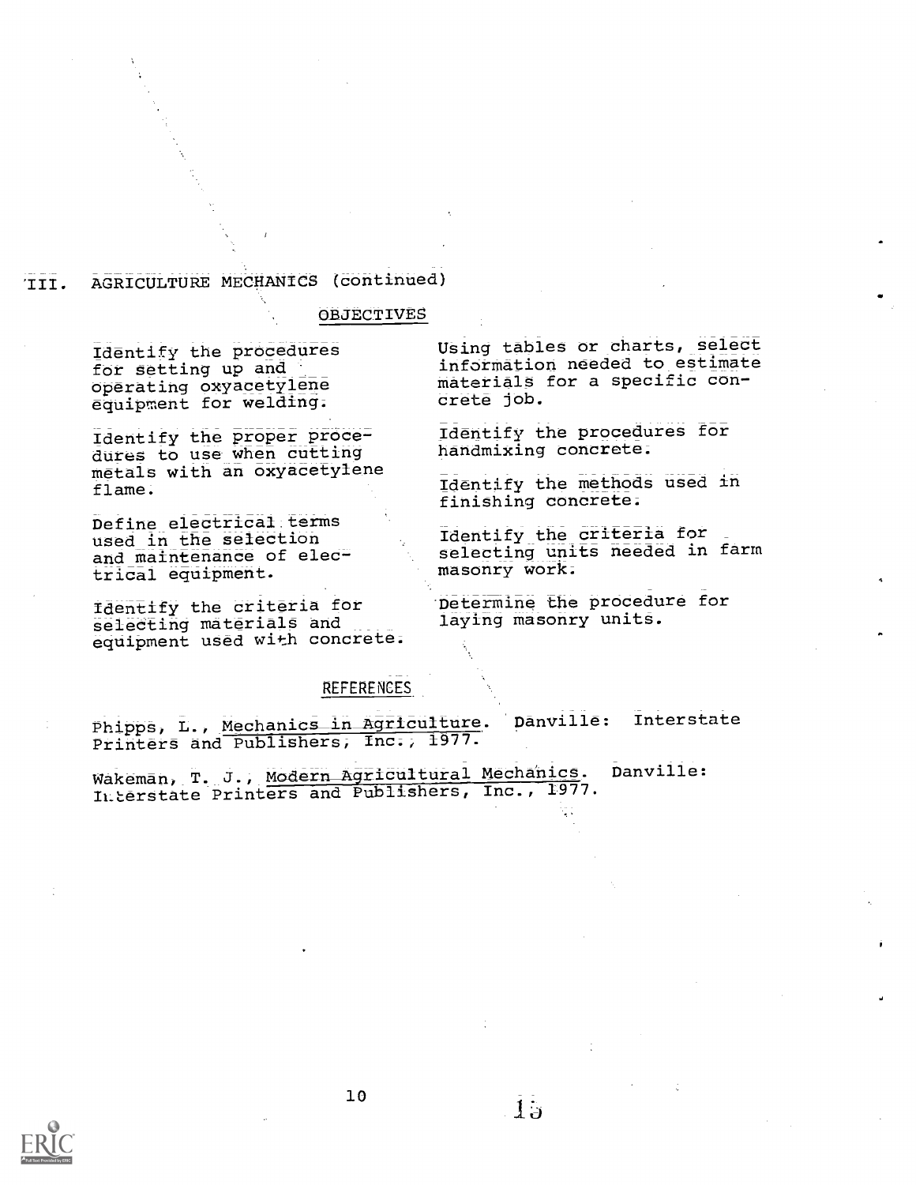## III. AGRICULTURE MECHANICS (continued)

### OBJECTIVES

Identify the procedures for setting up and operating oxyacetylene equipment for welding.

Identify the proper procedures to use when cutting metals with an oxyacetylene flame.

Define electrical terms used in the selection and maintenance of electrical equipment.

Identify the criteria for selecting materials and equipment used with concrete.

Using tables or charts, select information needed to estimate materials for a specific concrete job.

Identify the procedures for handmixing concrete.

Identify the methods used in finishing concrete.

Identify the criteria for selecting units needed in farm masonry work.

Determine the procedure for laying masonry units.

### REFERENCES

Phipps, L., Mechanics in Agriculture. Danville: Interstate Printers and Publishers, Inc., 1977.

Wakeman, T. J., Modern Agricultural Mechanics. Danville: Interstate Printers and Publishers, Inc., 1977.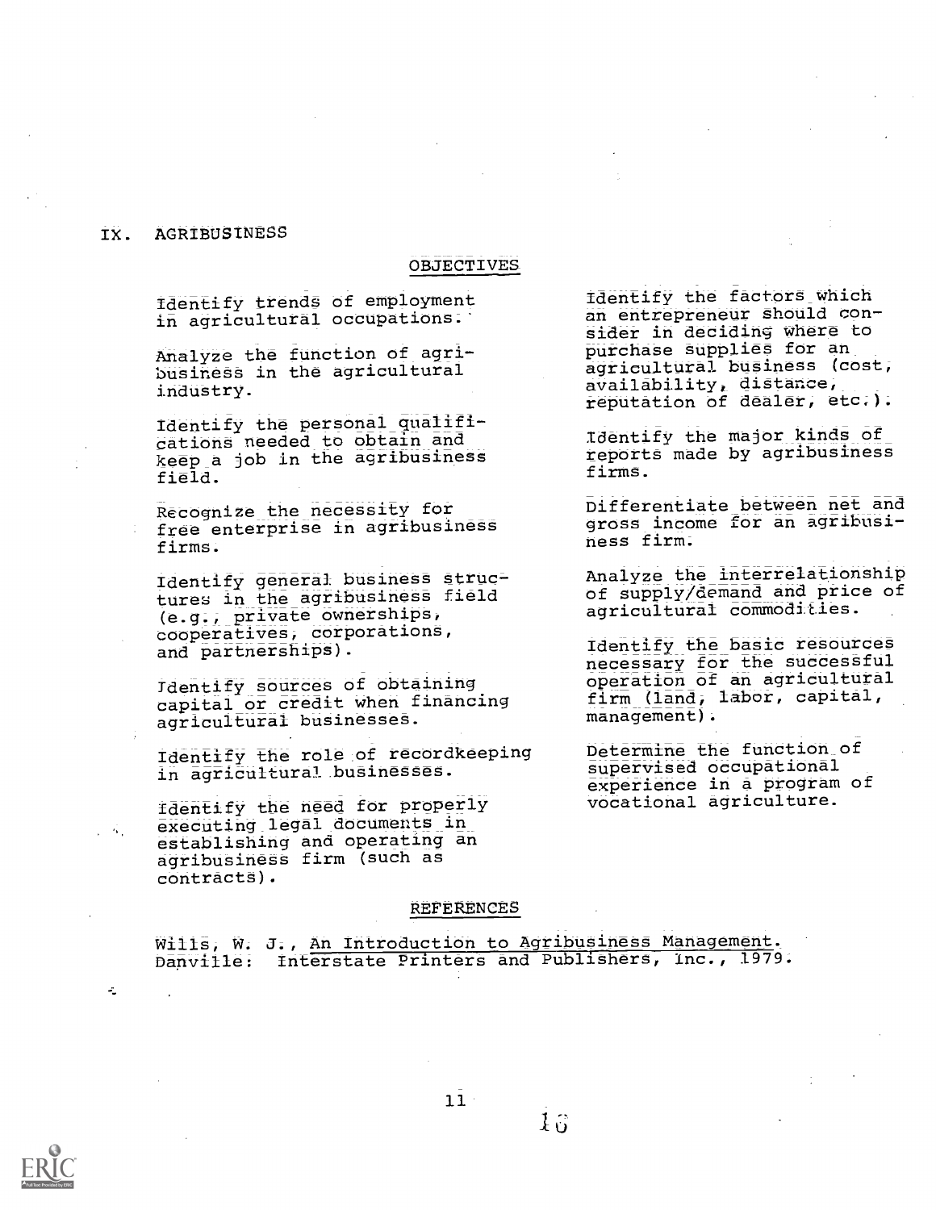## IX. AGRIBUSINESS

### OBJECTIVES

Identify trends of employment in agricultural occupations.

Analyze the function of agribusiness in the agricultural industry.

Identify the personal qualifications needed to obtain and keep a job in the agribusiness field.

Recognize the necessity for free enterprise in agribusiness firms.

Identify general business structures in the agribusiness field (e.g., private ownerships, cooperatives, corporations, and partnerships).

Identify sources of obtaining capital or credit when financing agricultural businesses.

Identify the role of recordkeeping in agricultural businesses.

Identify the need for properly executing legal documents in establishing and operating an agribusiness firm (such as contracts).

Identify the factors which an entrepreneur should consider in deciding where to purchase supplies for an agricultural business (cost, availability, distance, reputation of dealer, etc.).

Identify the major kinds of reports made by agribusiness firms.

Differentiate between net and gross income for an agribusiness firm.

Analyze the interrelationship of supply/demand and price of agricultural commodities.

Identify the basic resources necessary for the successful operation of an agricultural firm (land, labor, capital, management).

Determine the function of supervised occupational experience in a program of vocational agriculture.

### REFERENCES

Wills, W. J., An Introduction to Agribusiness Management. Danville: Interstate Printers and Publishers, Inc., 1979.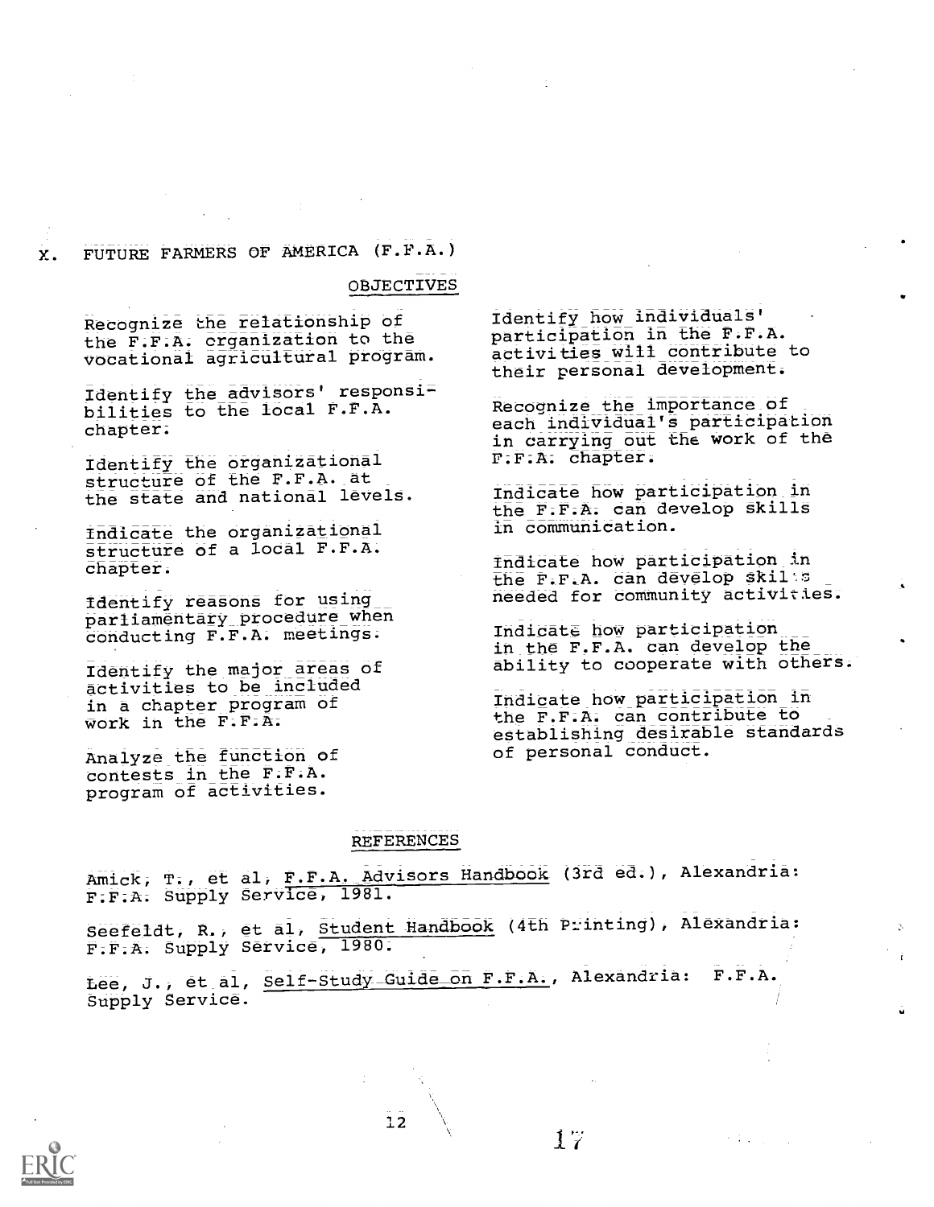## X. FUTURE FARMERS OF AMERICA (F.F.A.)

### OBJECTIVES

Recognize the relationship of the F.F.A. organization to the vocational agricultural program.

Identify the advisors' responsibilities to the local F.F.A. chapter.

Identify the organizational structure of the F.F.A. at the state and national levels.

Indicate the organizational structure of a local F.F.A. chapter.

Identify reasons for using parliamentary procedure when conducting F.F.A. meetings.

Identify the major areas of activities to be included in a chapter program of work in the F.F.A.

Analyze the function of contests in the F.F.A. program of activities.

Identify how individuals' participation in the F.F.A. activities will contribute to their personal development.

Recognize the importance of each individual's participation in carrying out the work of the F.F.A. chapter.

Indicate how participation in the F.F.A. can develop skills in communication.

Indicate how participation in the F.F.A. can develop skills needed for community activities.

Indicate how participation in the F.F.A. can develop the ability to cooperate with others.

Indicate how participation in the F.F.A. can contribute to establishing desirable standards of personal conduct.

### REFERENCES

Amick, T., et al, F.F.A. Advisors Handbook (3rd ed.), Alexandria: F.F.A. Supply Service, 1981.

Seefeldt, R., et al, Student Handbook (4th Printing), Alexandria: F.F.A. Supply Service, 1980.

Lee, J., et al, Self-Study Guide on F.F.A., Alexandria: F.F.A. Supply Service.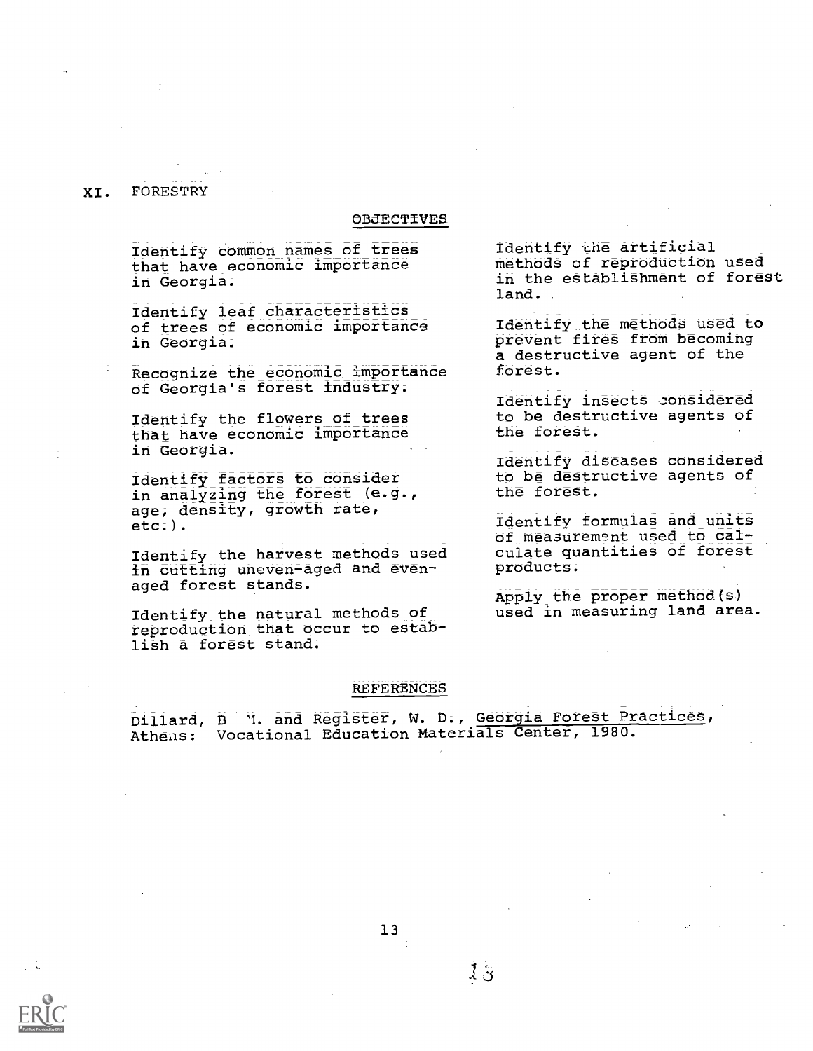## XI. FORESTRY

### OBJECTIVES

Identify common names of trees that have economic importance in Georgia.

Identify leaf characteristics of trees of economic importance in Georgia.

Recognize the economic importance of Georgia's forest industry.

Identify the flowers of trees that have economic importance in Georgia.

Identify factors to consider in analyzing the forest (e.g., age, density, growth rate, etc.).

Identify the harvest methods used in cutting uneven-aged and even-aged forest stands.

Identify the natural methods of reproduction that occur to establish a forest stand.

Identify the artificial methods of reproduction used in the establishment of forest land.

Identify the methods used to prevent fires from becoming a destructive agent of the forest.

Identify insects considered to be destructive agents of the forest.

Identify diseases considered to be destructive agents of the forest.

Identify formulas and units of measurement used to calculate quantities of forest products.

Apply the proper method(s) used in measuring land area.

### REFERENCES

Dillard, B. M. and Register, W. D., Georgia Forest Practices, Athens: Vocational Education Materials Center, 1980.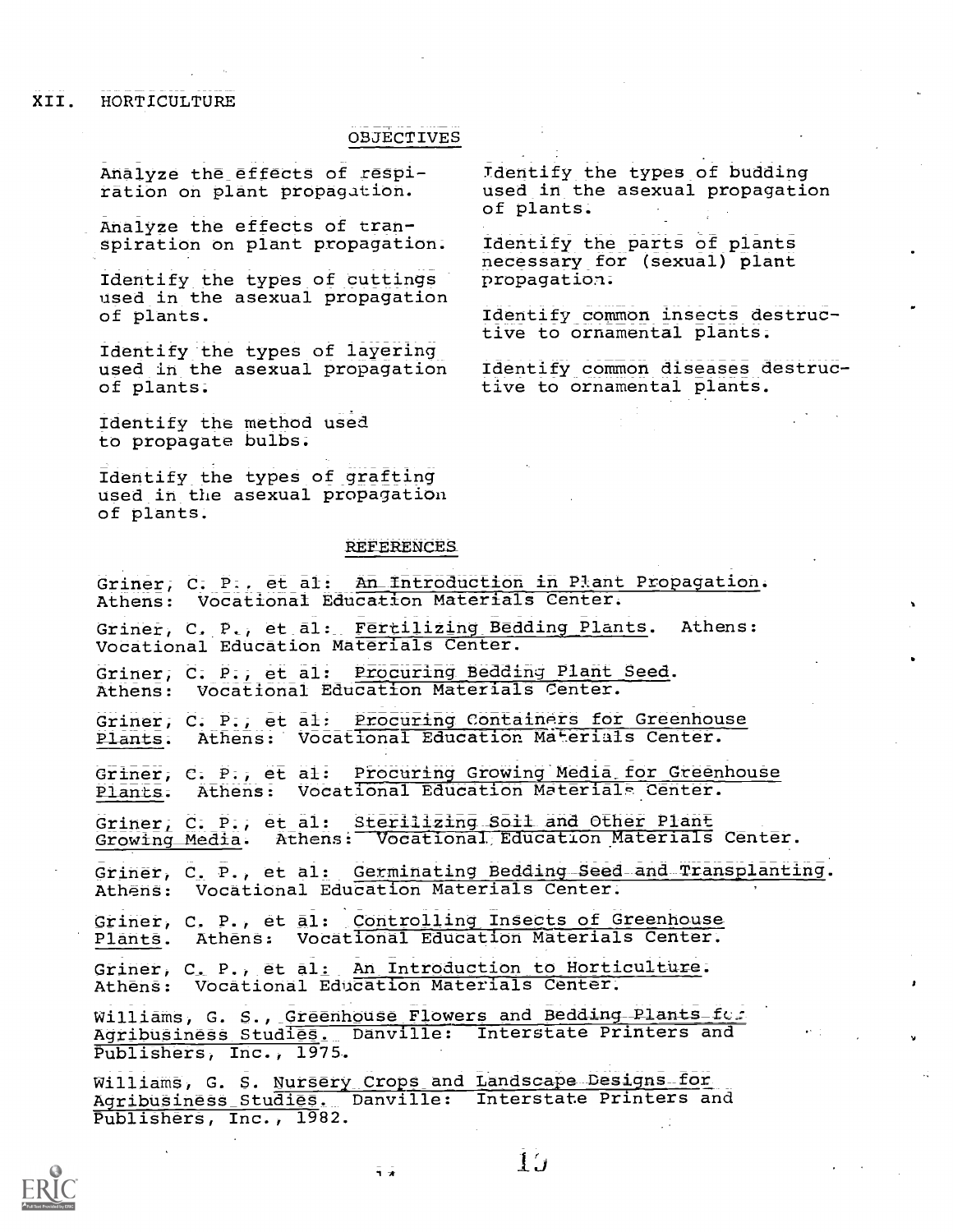## XII. HORTICULTURE

### OBJECTIVES

Analyze the effects of respiration on plant propagation.

Analyze the effects of transpiration on plant propagation.

Identify the types of cuttings used in the asexual propagation of plants.

Identify the types of layering used in the asexual propagation of plants.

Identify the method used to propagate bulbs.

Identify the types of grafting used in the asexual propagation of plants.

Identify the types of budding used in the asexual propagation of plants.

Identify the parts of plants necessary for (sexual) plant propagation.

Identify common insects destructive to ornamental plants.

Identify common diseases destructive to ornamental plants.

### REFERENCES

Griner, C. P., et al: An Introduction in Plant Propagation. Athens: Vocational Education Materials Center.

Griner, C. P., et al: Fertilizing Bedding Plants. Athens: Vocational Education Materials Center.

Griner, C. P., et al: Procuring Bedding Plant Seed. Athens: Vocational Education Materials Center.

Griner, C. P., et al: Procuring Containers for Greenhouse Plants. Athens: Vocational Education Materials Center.

Griner, C. P., et al: Procuring Growing Media for Greenhouse Plants. Athens: Vocational Education Materials Center.

Griner, C. P., et al: Sterilizing Soil and Other Plant Growing Media. Athens: Vocational Education Materials Center.

Griner, C. P., et al: Germinating Bedding Seed and Transplanting. Athens: Vocational Education Materials Center.

Griner, C. P., et al: Controlling Insects of Greenhouse Plants. Athens: Vocational Education Materials Center.

Griner, C. P., et al: An Introduction to Horticulture. Athens: Vocational Education Materials Center.

Williams, G. S., Greenhouse Flowers and Bedding Plants for Agribusiness Studies. Danville: Interstate Printers and Publishers, Inc., 1975.

Williams, G. S. Nursery Crops and Landscape Designs for Agribusiness Studies. Danville: Interstate Printers and Publishers, Inc., 1982.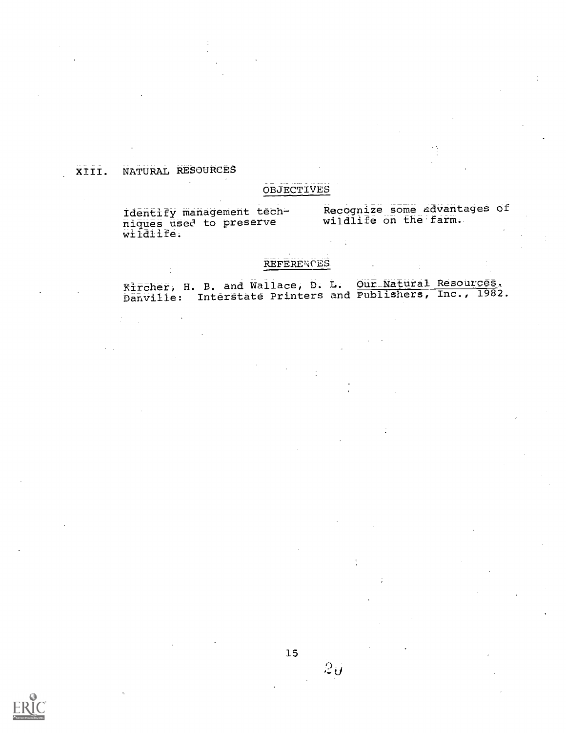## XIII. NATURAL RESOURCES

### OBJECTIVES

Identify management techniques used to preserve wildlife.

Recognize some advantages of wildlife on the farm.

### REFERENCES

Kircher, H. B. and Wallace, D. L. Our Natural Resources. Danville: Interstate Printers and Publishers, Inc., 1982.